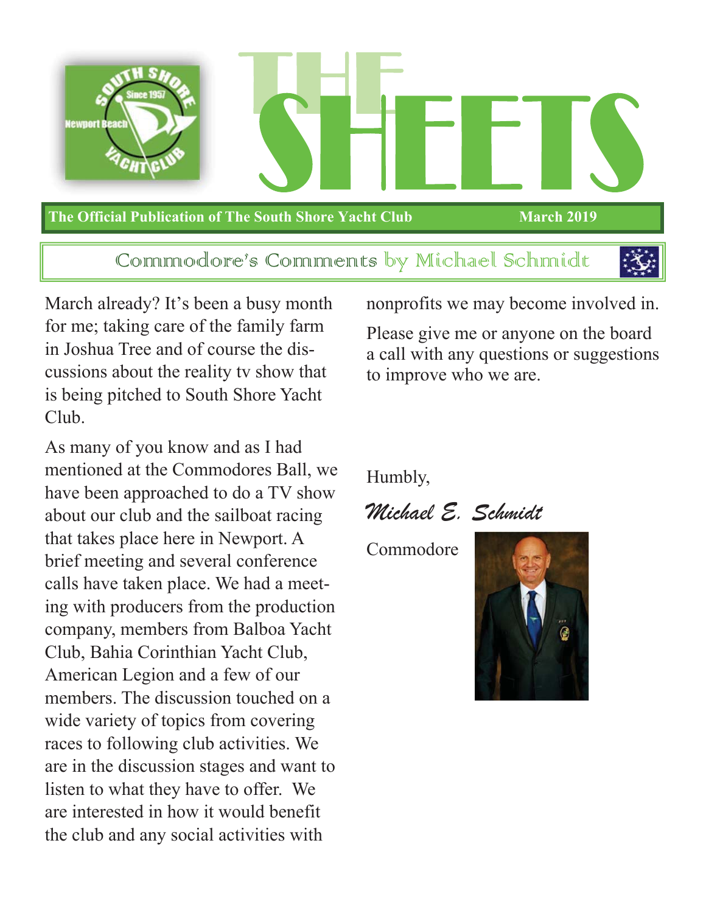# THE SHEETS

**The Official Publication of The South Shore Yacht Club** **March 2019**

## Commodore's Comments by Michael Schmidt

March already? It's been a busy month for me; taking care of the family farm in Joshua Tree and of course the discussions about the reality tv show that is being pitched to South Shore Yacht Club.

As many of you know and as I had mentioned at the Commodores Ball, we have been approached to do a TV show about our club and the sailboat racing that takes place here in Newport. A brief meeting and several conference calls have taken place. We had a meeting with producers from the production company, members from Balboa Yacht Club, Bahia Corinthian Yacht Club, American Legion and a few of our members. The discussion touched on a wide variety of topics from covering races to following club activities. We are in the discussion stages and want to listen to what they have to offer. We are interested in how it would benefit the club and any social activities with nonprofits we may become involved in.

Please give me or anyone on the board a call with any questions or suggestions to improve who we are.

Humbly,

*Michael E. Schmidt*

Commodore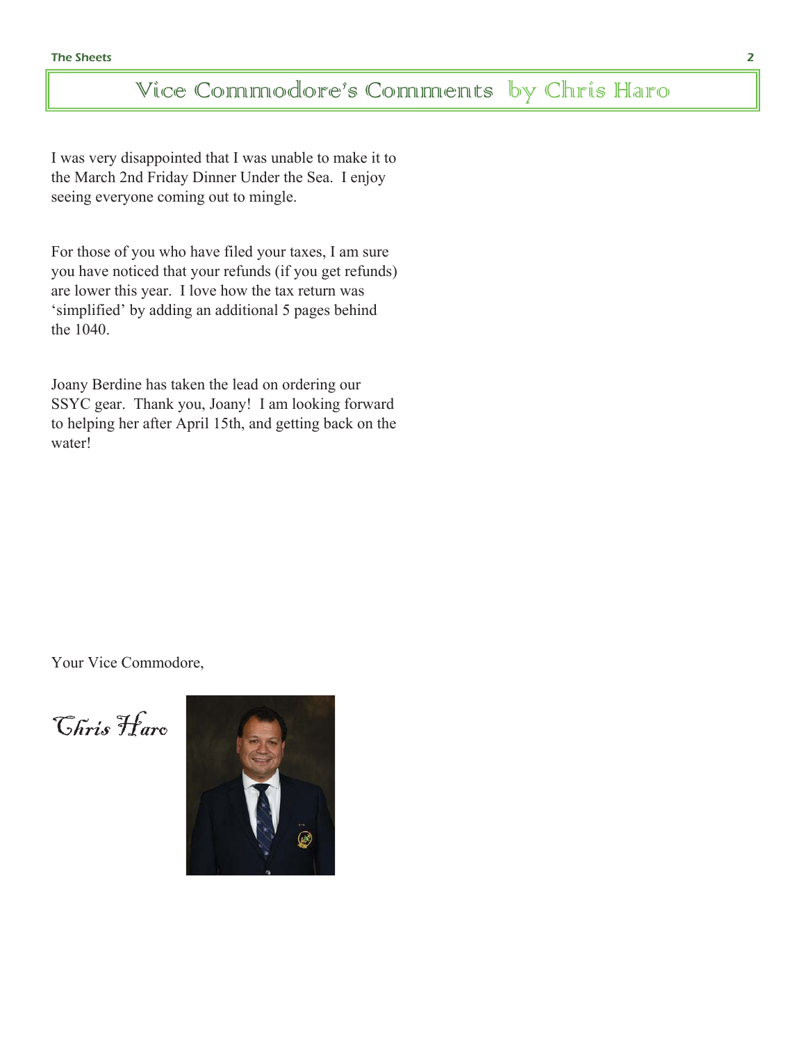# Vice Commodore's Comments by Chris Haro

I was very disappointed that I was unable to make it to the March 2nd Friday Dinner Under the Sea. I enjoy seeing everyone coming out to mingle.

For those of you who have filed your taxes, I am sure you have noticed that your refunds (if you get refunds) are lower this year. I love how the tax return was 'simplified' by adding an additional 5 pages behind the 1040.

Joany Berdine has taken the lead on ordering our SSYC gear. Thank you, Joany! I am looking forward to helping her after April 15th, and getting back on the water!

Your Vice Commodore,

*Chris Haro*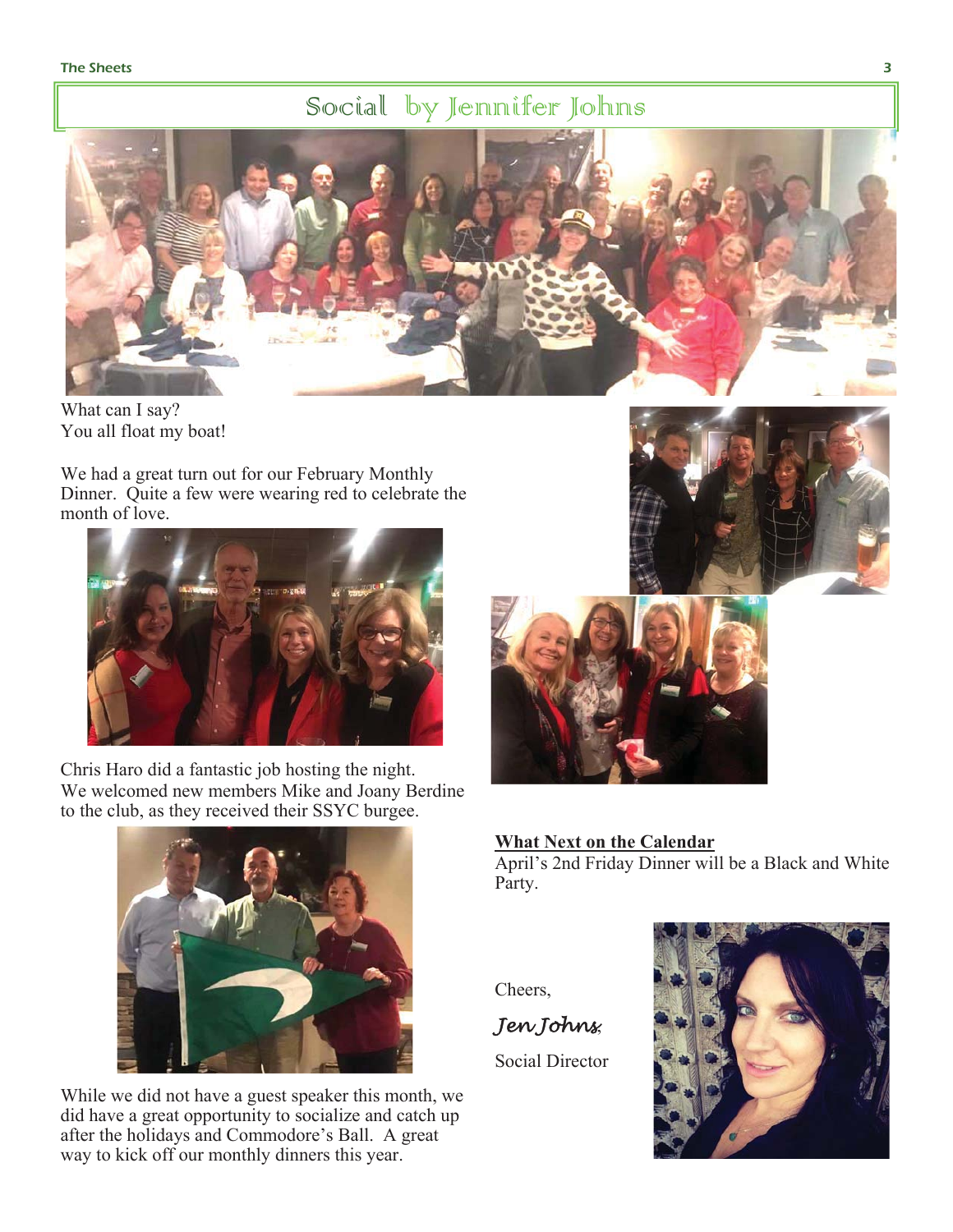# Social by Jennifer Johns

What can I say?
You all float my boat!

We had a great turn out for our February Monthly Dinner. Quite a few were wearing red to celebrate the month of love.

Chris Haro did a fantastic job hosting the night. We welcomed new members Mike and Joany Berdine to the club, as they received their SSYC burgee.

While we did not have a guest speaker this month, we did have a great opportunity to socialize and catch up after the holidays and Commodore's Ball. A great way to kick off our monthly dinners this year.

**What Next on the Calendar**

April's 2nd Friday Dinner will be a Black and White Party.

Cheers,

*Jen Johns*

Social Director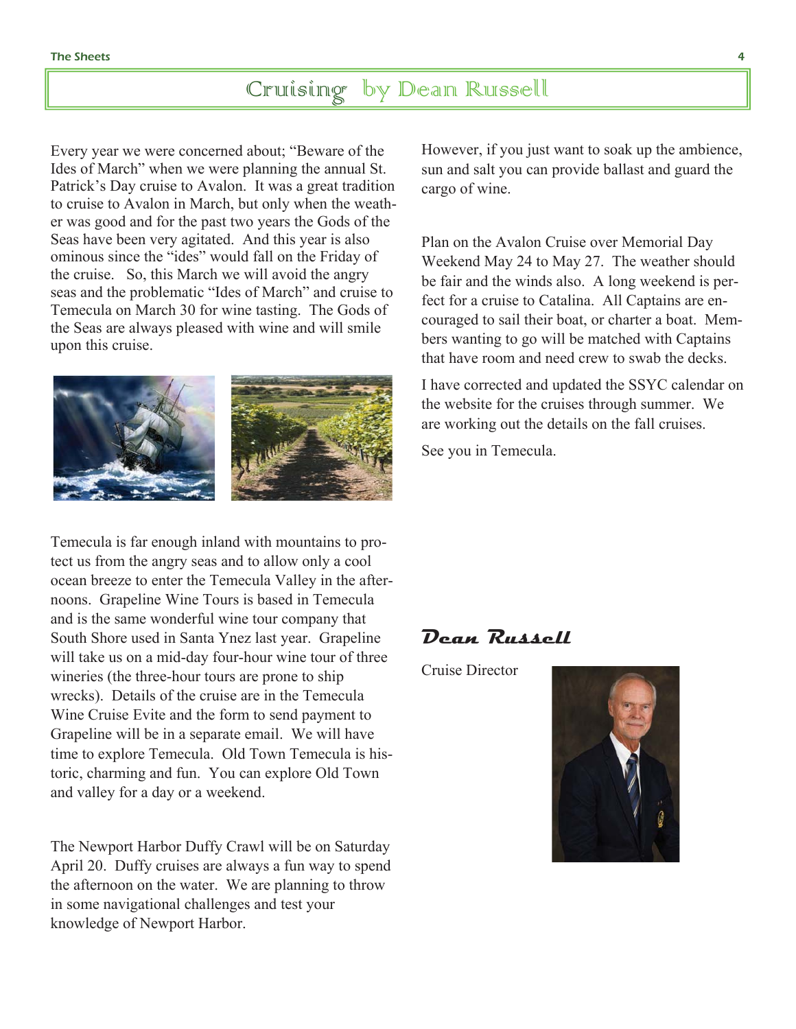# Cruising by Dean Russell

Every year we were concerned about; "Beware of the Ides of March" when we were planning the annual St. Patrick's Day cruise to Avalon. It was a great tradition to cruise to Avalon in March, but only when the weather was good and for the past two years the Gods of the Seas have been very agitated. And this year is also ominous since the "ides" would fall on the Friday of the cruise. So, this March we will avoid the angry seas and the problematic "Ides of March" and cruise to Temecula on March 30 for wine tasting. The Gods of the Seas are always pleased with wine and will smile upon this cruise.

Temecula is far enough inland with mountains to protect us from the angry seas and to allow only a cool ocean breeze to enter the Temecula Valley in the afternoons. Grapeline Wine Tours is based in Temecula and is the same wonderful wine tour company that South Shore used in Santa Ynez last year. Grapeline will take us on a mid-day four-hour wine tour of three wineries (the three-hour tours are prone to ship wrecks). Details of the cruise are in the Temecula Wine Cruise Evite and the form to send payment to Grapeline will be in a separate email. We will have time to explore Temecula. Old Town Temecula is historic, charming and fun. You can explore Old Town and valley for a day or a weekend.

The Newport Harbor Duffy Crawl will be on Saturday April 20. Duffy cruises are always a fun way to spend the afternoon on the water. We are planning to throw in some navigational challenges and test your knowledge of Newport Harbor.

However, if you just want to soak up the ambience, sun and salt you can provide ballast and guard the cargo of wine.

Plan on the Avalon Cruise over Memorial Day Weekend May 24 to May 27. The weather should be fair and the winds also. A long weekend is perfect for a cruise to Catalina. All Captains are encouraged to sail their boat, or charter a boat. Members wanting to go will be matched with Captains that have room and need crew to swab the decks.

I have corrected and updated the SSYC calendar on the website for the cruises through summer. We are working out the details on the fall cruises.

See you in Temecula.

***Dean Russell***

Cruise Director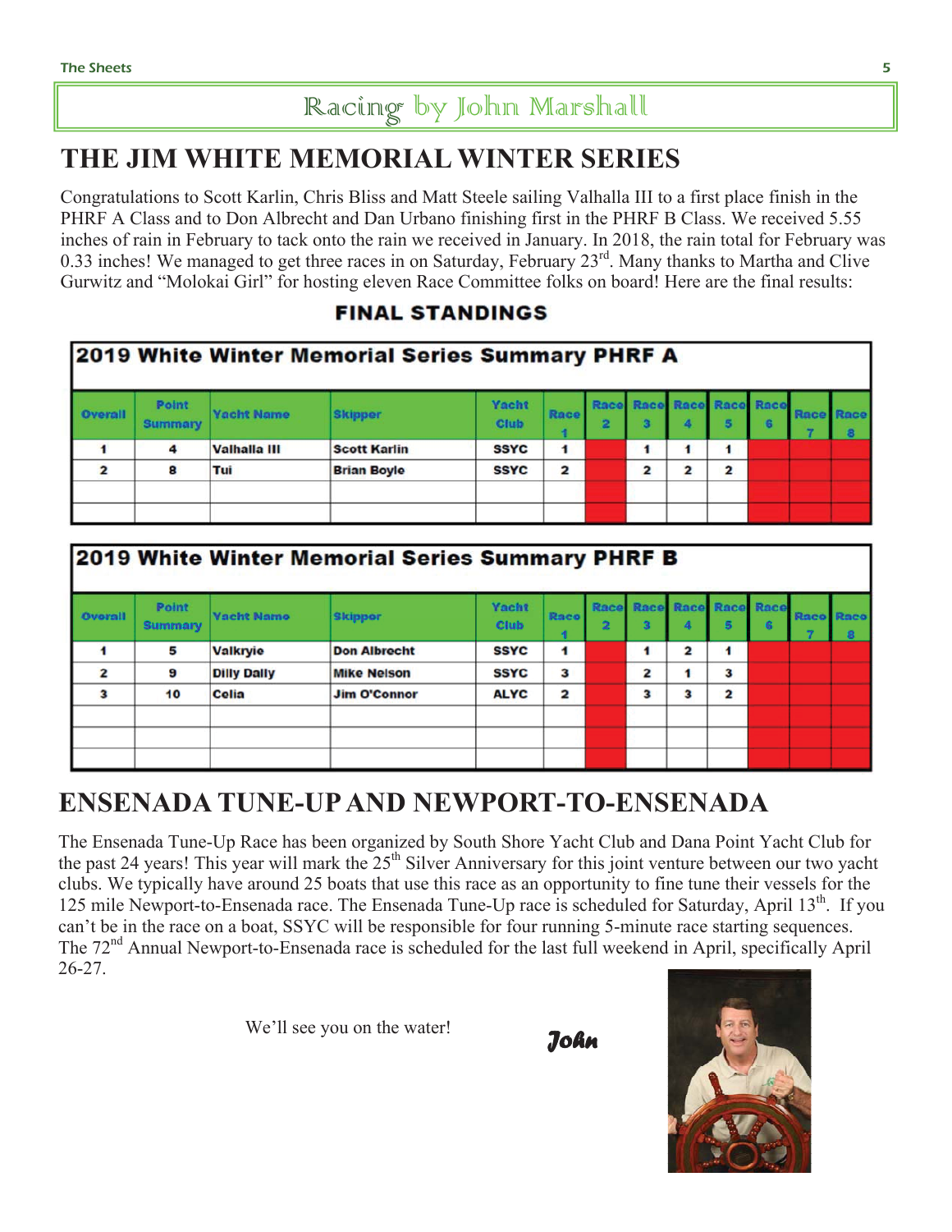## Racing by John Marshall

# THE JIM WHITE MEMORIAL WINTER SERIES

Congratulations to Scott Karlin, Chris Bliss and Matt Steele sailing Valhalla III to a first place finish in the PHRF A Class and to Don Albrecht and Dan Urbano finishing first in the PHRF B Class. We received 5.55 inches of rain in February to tack onto the rain we received in January. In 2018, the rain total for February was 0.33 inches! We managed to get three races in on Saturday, February 23rd. Many thanks to Martha and Clive Gurwitz and "Molokai Girl" for hosting eleven Race Committee folks on board! Here are the final results:

**FINAL STANDINGS**

**2019 White Winter Memorial Series Summary PHRF A**

| Overall | Point Summary | Yacht Name | Skipper | Yacht Club | Race 1 | Race 2 | Race 3 | Race 4 | Race 5 | Race 6 | Race 7 | Race 8 |
|---|---|---|---|---|---|---|---|---|---|---|---|---|
| 1 | 4 | Valhalla III | Scott Karlin | SSYC | 1 | | 1 | 1 | 1 | | | |
| 2 | 8 | Tui | Brian Boyle | SSYC | 2 | | 2 | 2 | 2 | | | |

**2019 White Winter Memorial Series Summary PHRF B**

| Overall | Point Summary | Yacht Name | Skipper | Yacht Club | Race 1 | Race 2 | Race 3 | Race 4 | Race 5 | Race 6 | Race 7 | Race 8 |
|---|---|---|---|---|---|---|---|---|---|---|---|---|
| 1 | 5 | Valkryie | Don Albrecht | SSYC | 1 | | 1 | 2 | 1 | | | |
| 2 | 9 | Dilly Dally | Mike Nelson | SSYC | 3 | | 2 | 1 | 3 | | | |
| 3 | 10 | Celia | Jim O'Connor | ALYC | 2 | | 3 | 3 | 2 | | | |

# ENSENADA TUNE-UP AND NEWPORT-TO-ENSENADA

The Ensenada Tune-Up Race has been organized by South Shore Yacht Club and Dana Point Yacht Club for the past 24 years! This year will mark the 25th Silver Anniversary for this joint venture between our two yacht clubs. We typically have around 25 boats that use this race as an opportunity to fine tune their vessels for the 125 mile Newport-to-Ensenada race. The Ensenada Tune-Up race is scheduled for Saturday, April 13th. If you can't be in the race on a boat, SSYC will be responsible for four running 5-minute race starting sequences. The 72nd Annual Newport-to-Ensenada race is scheduled for the last full weekend in April, specifically April 26-27.

We'll see you on the water!

***John***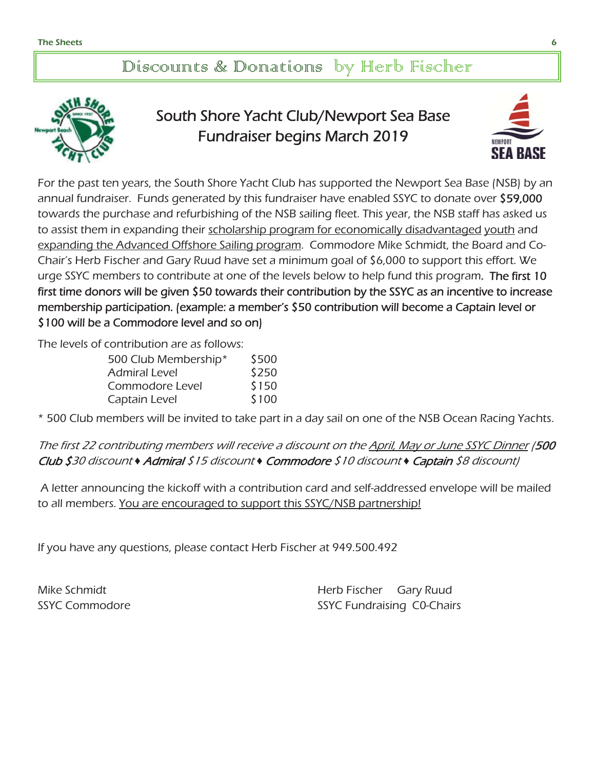# Discounts & Donations by Herb Fischer

## South Shore Yacht Club/Newport Sea Base Fundraiser begins March 2019

For the past ten years, the South Shore Yacht Club has supported the Newport Sea Base (NSB) by an annual fundraiser. Funds generated by this fundraiser have enabled SSYC to donate over **$59,000** towards the purchase and refurbishing of the NSB sailing fleet. This year, the NSB staff has asked us to assist them in expanding their scholarship program for economically disadvantaged youth and expanding the Advanced Offshore Sailing program. Commodore Mike Schmidt, the Board and Co-Chair's Herb Fischer and Gary Ruud have set a minimum goal of $6,000 to support this effort. We urge SSYC members to contribute at one of the levels below to help fund this program. **The first 10 first time donors will be given $50 towards their contribution by the SSYC as an incentive to increase membership participation. (example: a member's $50 contribution will become a Captain level or $100 will be a Commodore level and so on)**

The levels of contribution are as follows:

| | |
|---|---|
| 500 Club Membership* | $500 |
| Admiral Level | $250 |
| Commodore Level | $150 |
| Captain Level | $100 |

\* 500 Club members will be invited to take part in a day sail on one of the NSB Ocean Racing Yachts.

*The first 22 contributing members will receive a discount on the April, May or June SSYC Dinner (**500 Club** $30 discount ♦ **Admiral** $15 discount ♦ **Commodore** $10 discount ♦ **Captain** $8 discount)*

A letter announcing the kickoff with a contribution card and self-addressed envelope will be mailed to all members. You are encouraged to support this SSYC/NSB partnership!

If you have any questions, please contact Herb Fischer at 949.500.492

Mike Schmidt
SSYC Commodore

Herb Fischer Gary Ruud
SSYC Fundraising C0-Chairs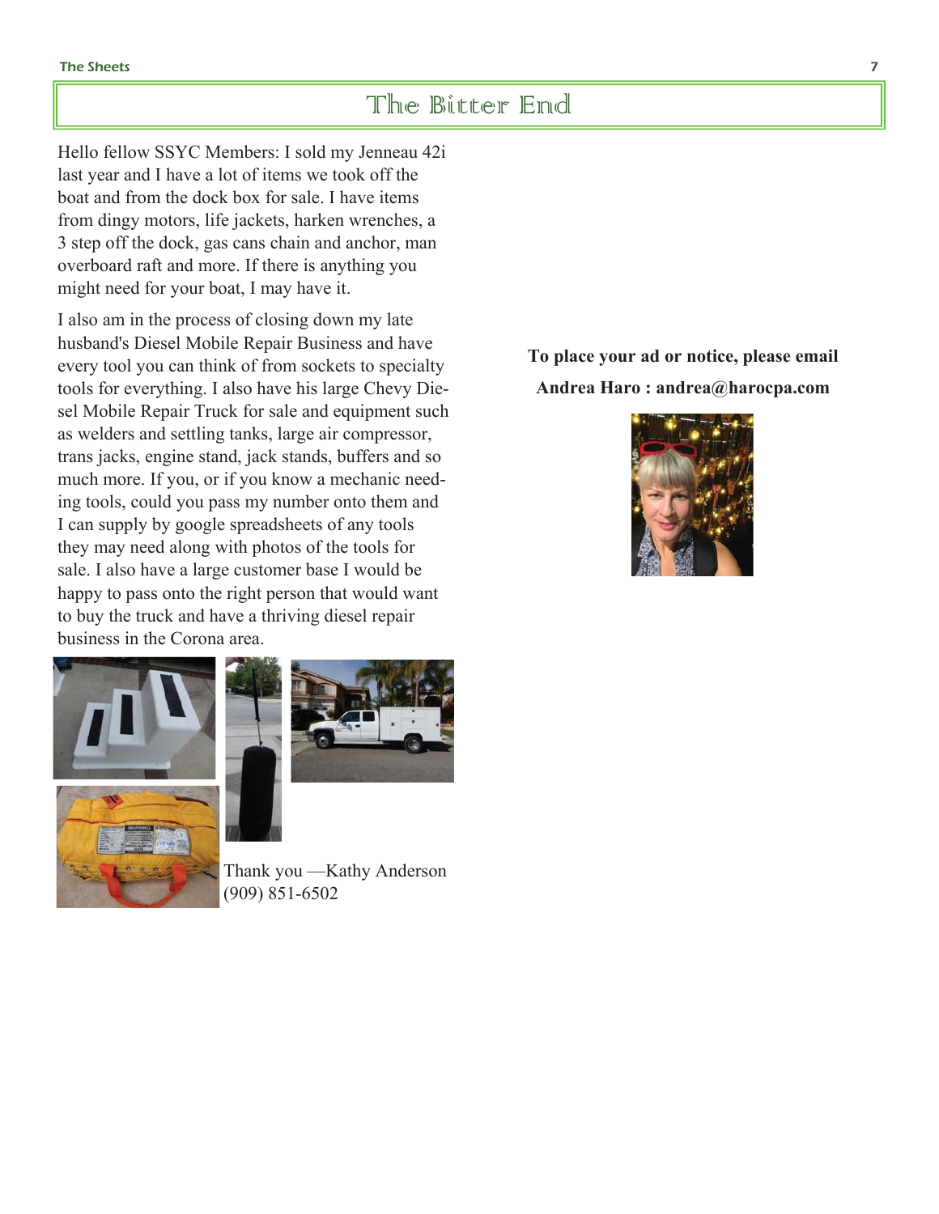# The Bitter End

Hello fellow SSYC Members: I sold my Jenneau 42i last year and I have a lot of items we took off the boat and from the dock box for sale. I have items from dingy motors, life jackets, harken wrenches, a 3 step off the dock, gas cans chain and anchor, man overboard raft and more. If there is anything you might need for your boat, I may have it.

I also am in the process of closing down my late husband's Diesel Mobile Repair Business and have every tool you can think of from sockets to specialty tools for everything. I also have his large Chevy Diesel Mobile Repair Truck for sale and equipment such as welders and settling tanks, large air compressor, trans jacks, engine stand, jack stands, buffers and so much more. If you, or if you know a mechanic needing tools, could you pass my number onto them and I can supply by google spreadsheets of any tools they may need along with photos of the tools for sale. I also have a large customer base I would be happy to pass onto the right person that would want to buy the truck and have a thriving diesel repair business in the Corona area.

Thank you —Kathy Anderson
(909) 851-6502

**To place your ad or notice, please email Andrea Haro : andrea@harocpa.com**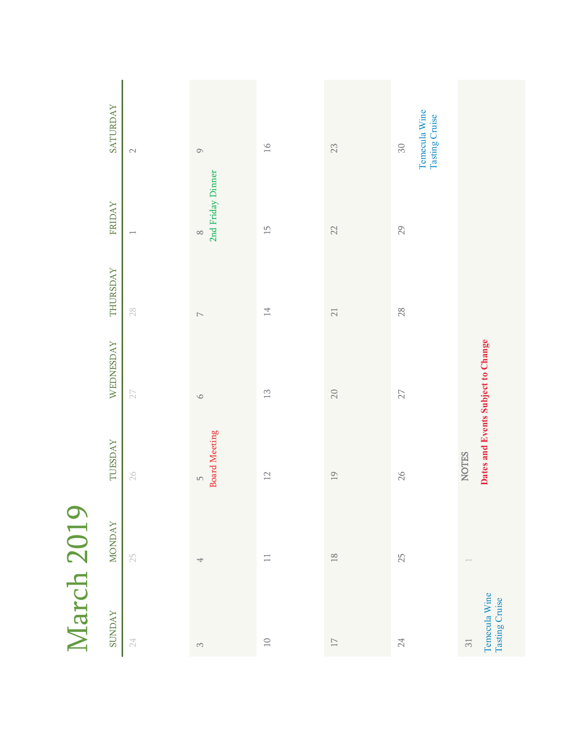# March 2019

| SUNDAY | MONDAY | TUESDAY | WEDNESDAY | THURSDAY | FRIDAY | SATURDAY |
|---|---|---|---|---|---|---|
| 24 | 25 | 26 | 27 | 28 | 1 | 2 |
| 3 | 4 | 5<br>Board Meeting | 6 | 7 | 8<br>2nd Friday Dinner | 9 |
| 10 | 11 | 12 | 13 | 14 | 15 | 16 |
| 17 | 18 | 19 | 20 | 21 | 22 | 23 |
| 24 | 25 | 26 | 27 | 28 | 29 | 30<br>Temecula Wine Tasting Cruise |
| 31<br>Temecula Wine Tasting Cruise | 1 | NOTES<br>**Dates and Events Subject to Change** | | | | |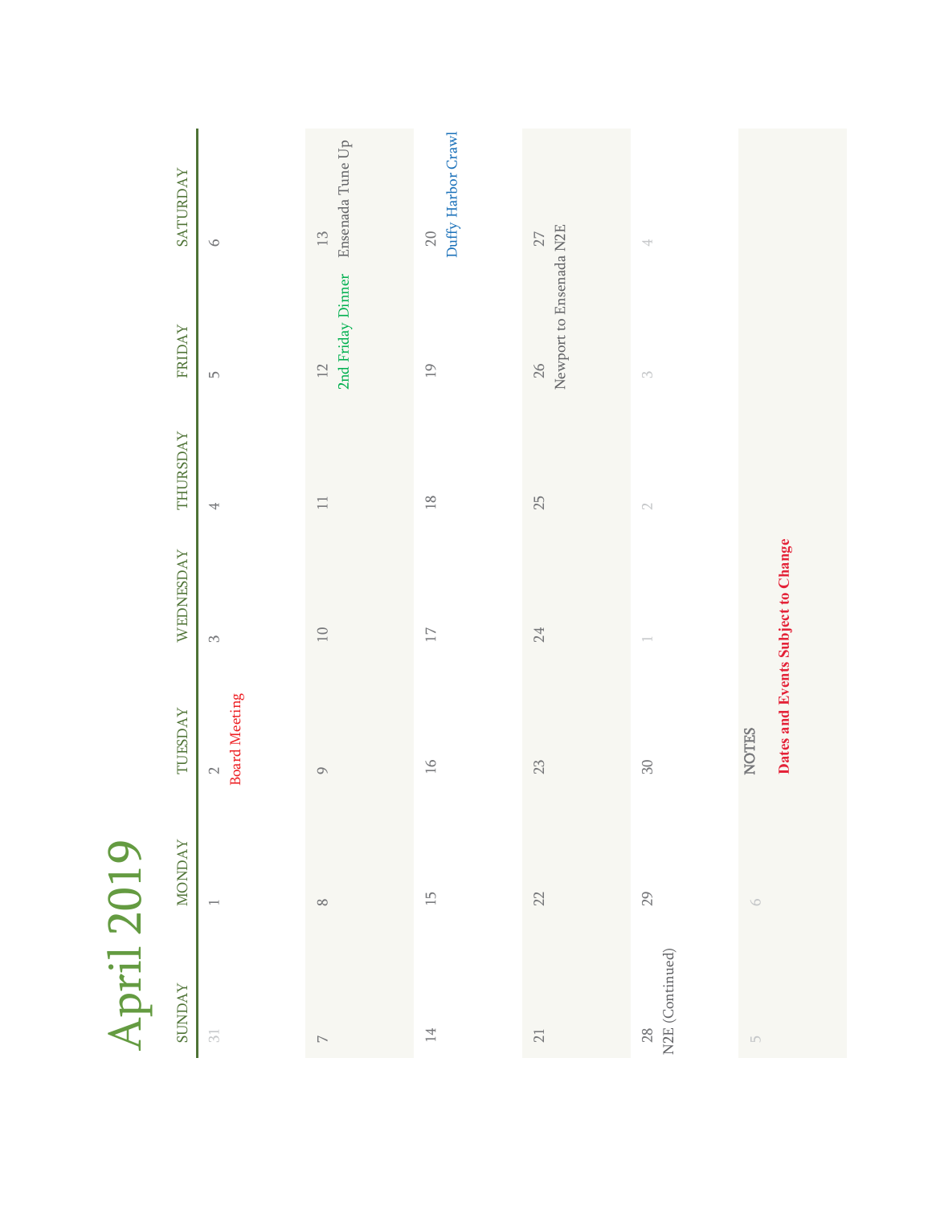# April 2019

| SUNDAY | MONDAY | TUESDAY | WEDNESDAY | THURSDAY | FRIDAY | SATURDAY |
|---|---|---|---|---|---|---|
| 31 | 1 | 2 Board Meeting | 3 | 4 | 5 | 6 |
| 7 | 8 | 9 | 10 | 11 | 12 2nd Friday Dinner | 13 Ensenada Tune Up |
| 14 | 15 | 16 | 17 | 18 | 19 | 20 Duffy Harbor Crawl |
| 21 | 22 | 23 | 24 | 25 | 26 Newport to Ensenada N2E | 27 |
| 28 N2E (Continued) | 29 | 30 | 1 | 2 | 3 | 4 |
| 5 | 6 | NOTES | | | | |

**Dates and Events Subject to Change**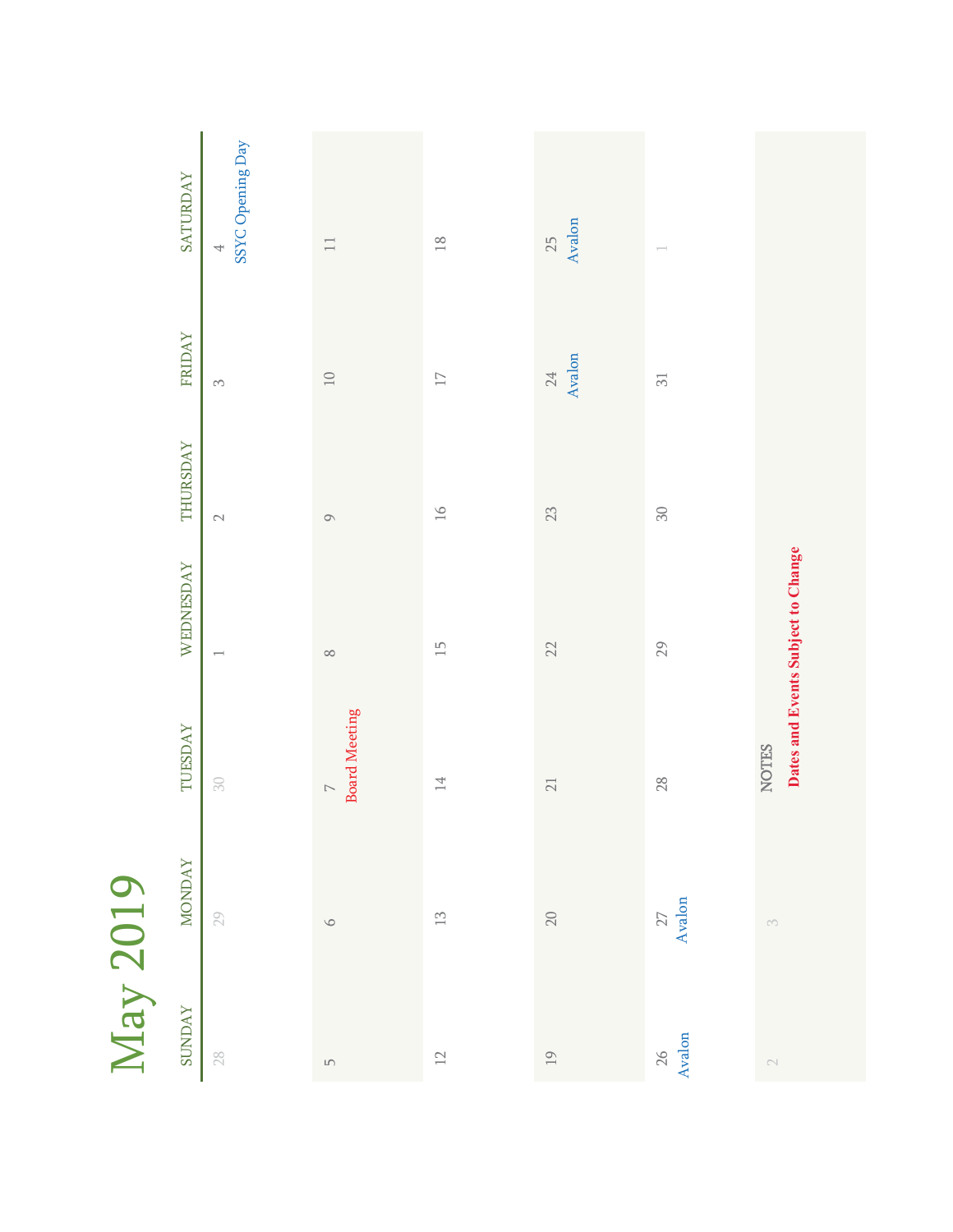# May 2019

| SUNDAY | MONDAY | TUESDAY | WEDNESDAY | THURSDAY | FRIDAY | SATURDAY |
|---|---|---|---|---|---|---|
| 28 | 29 | 30 | 1 | 2 | 3 | 4 SSYC Opening Day |
| 5 | 6 | 7 Board Meeting | 8 | 9 | 10 | 11 |
| 12 | 13 | 14 | 15 | 16 | 17 | 18 |
| 19 | 20 | 21 | 22 | 23 | 24 Avalon | 25 Avalon |
| 26 Avalon | 27 Avalon | 28 | 29 | 30 | 31 | 1 |
| 2 | 3 | NOTES **Dates and Events Subject to Change** | | | | |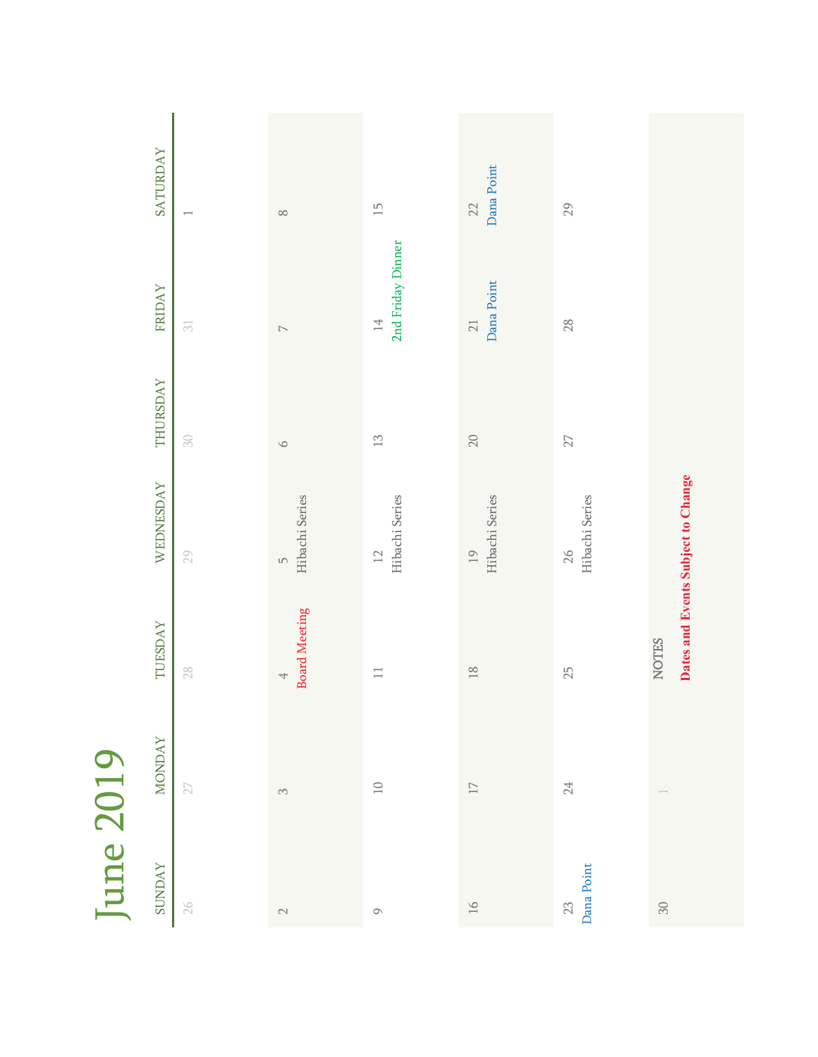# June 2019

| SUNDAY | MONDAY | TUESDAY | WEDNESDAY | THURSDAY | FRIDAY | SATURDAY |
|---|---|---|---|---|---|---|
| 26 | 27 | 28 | 29 | 30 | 31 | 1 |
| 2 | 3 | 4 Board Meeting | 5 Hibachi Series | 6 | 7 | 8 |
| 9 | 10 | 11 | 12 Hibachi Series | 13 | 14 2nd Friday Dinner | 15 |
| 16 | 17 | 18 | 19 Hibachi Series | 20 | 21 Dana Point | 22 Dana Point |
| 23 Dana Point | 24 | 25 | 26 Hibachi Series | 27 | 28 | 29 |
| 30 | 1 | NOTES **Dates and Events Subject to Change** | | | | |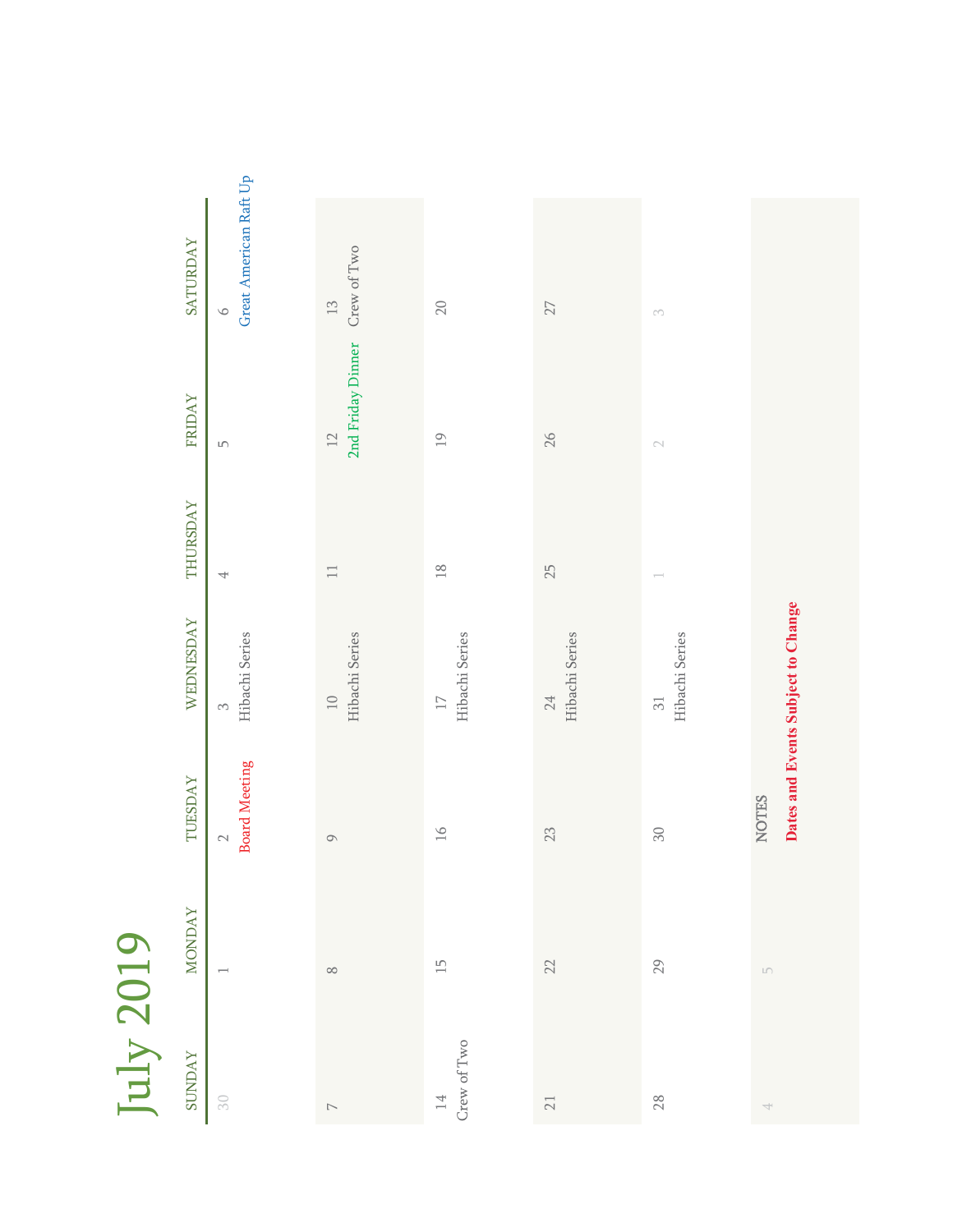# July 2019

| SUNDAY | MONDAY | TUESDAY | WEDNESDAY | THURSDAY | FRIDAY | SATURDAY |
|---|---|---|---|---|---|---|
| 30 | 1 | 2 Board Meeting | 3 Hibachi Series | 4 | 5 | 6 Great American Raft Up |
| 7 | 8 | 9 | 10 Hibachi Series | 11 | 12 2nd Friday Dinner | 13 Crew of Two |
| 14 Crew of Two | 15 | 16 | 17 Hibachi Series | 18 | 19 | 20 |
| 21 | 22 | 23 | 24 Hibachi Series | 25 | 26 | 27 |
| 28 | 29 | 30 | 31 Hibachi Series | 1 | 2 | 3 |
| 4 | 5 | NOTES **Dates and Events Subject to Change** | | | | |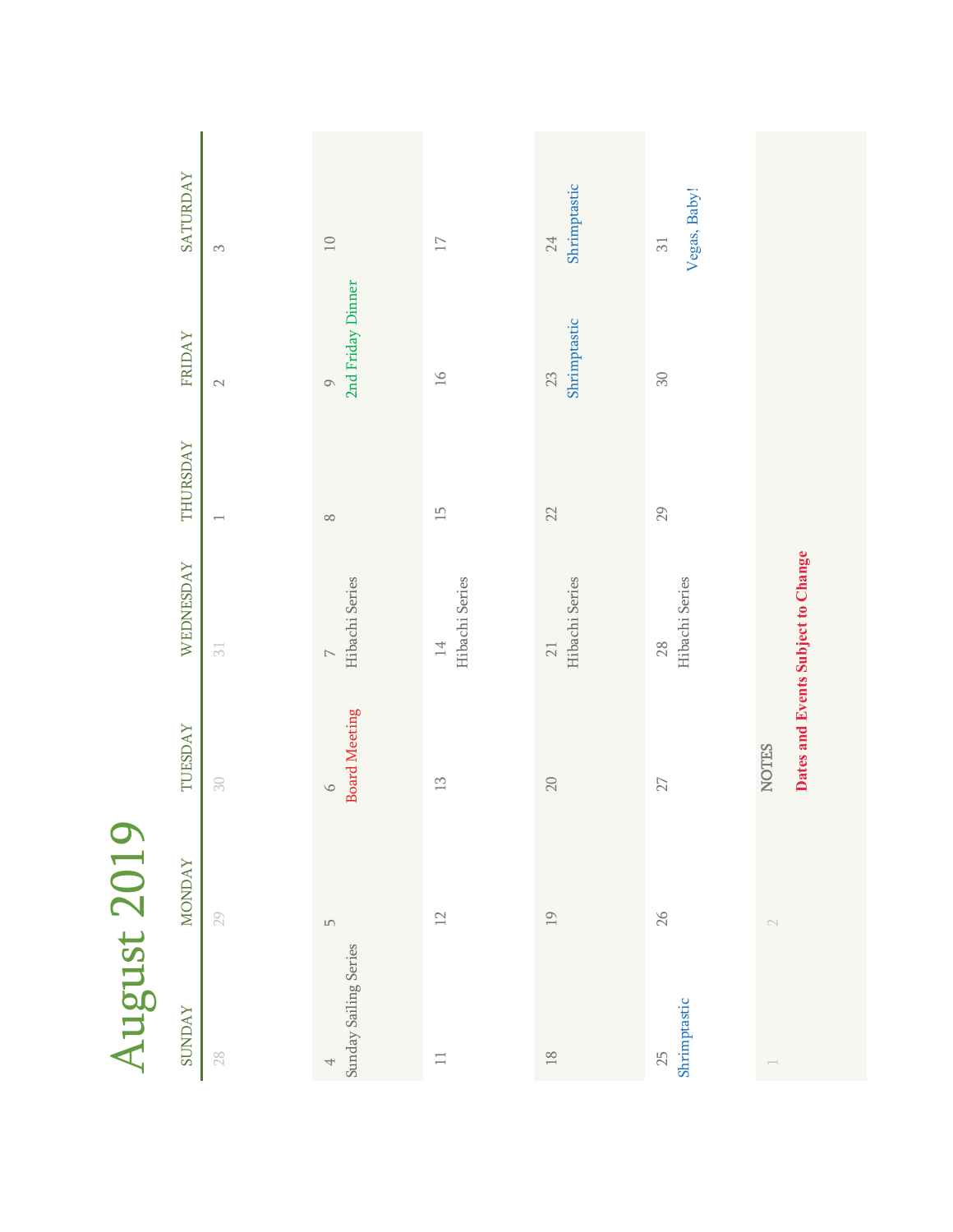# August 2019

| SUNDAY | MONDAY | TUESDAY | WEDNESDAY | THURSDAY | FRIDAY | SATURDAY |
|---|---|---|---|---|---|---|
| 28 | 29 | 30 | 31 | 1 | 2 | 3 |
| 4 Sunday Sailing Series | 5 | 6 Board Meeting | 7 Hibachi Series | 8 | 9 2nd Friday Dinner | 10 |
| 11 | 12 | 13 | 14 Hibachi Series | 15 | 16 | 17 |
| 18 | 19 | 20 | 21 Hibachi Series | 22 | 23 Shrimptastic | 24 Shrimptastic |
| 25 Shrimptastic | 26 | 27 | 28 Hibachi Series | 29 | 30 | 31 Vegas, Baby! |
| 1 | 2 | NOTES **Dates and Events Subject to Change** | | | | |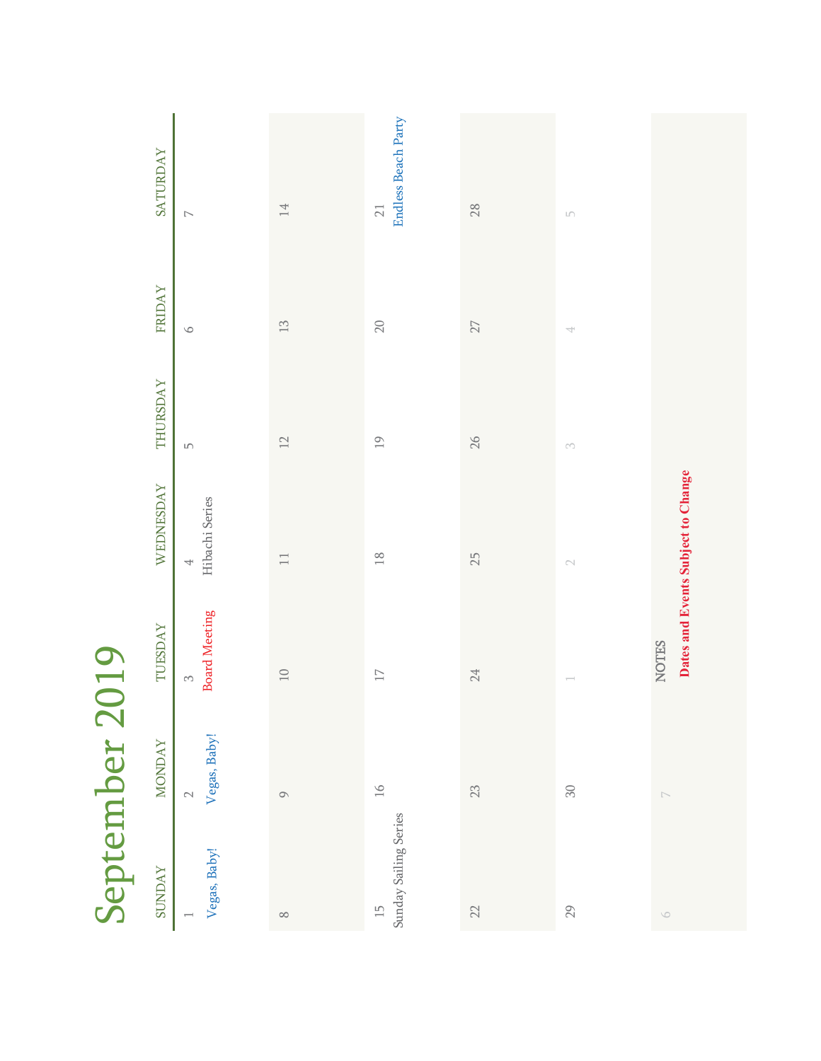# September 2019

| SUNDAY | MONDAY | TUESDAY | WEDNESDAY | THURSDAY | FRIDAY | SATURDAY |
|---|---|---|---|---|---|---|
| 1 Vegas, Baby! | 2 Vegas, Baby! | 3 Board Meeting | 4 Hibachi Series | 5 | 6 | 7 |
| 8 | 9 | 10 | 11 | 12 | 13 | 14 |
| 15 Sunday Sailing Series | 16 | 17 | 18 | 19 | 20 | 21 Endless Beach Party |
| 22 | 23 | 24 | 25 | 26 | 27 | 28 |
| 29 | 30 | 1 | 2 | 3 | 4 | 5 |
| 6 | 7 | | | | | |

NOTES

**Dates and Events Subject to Change**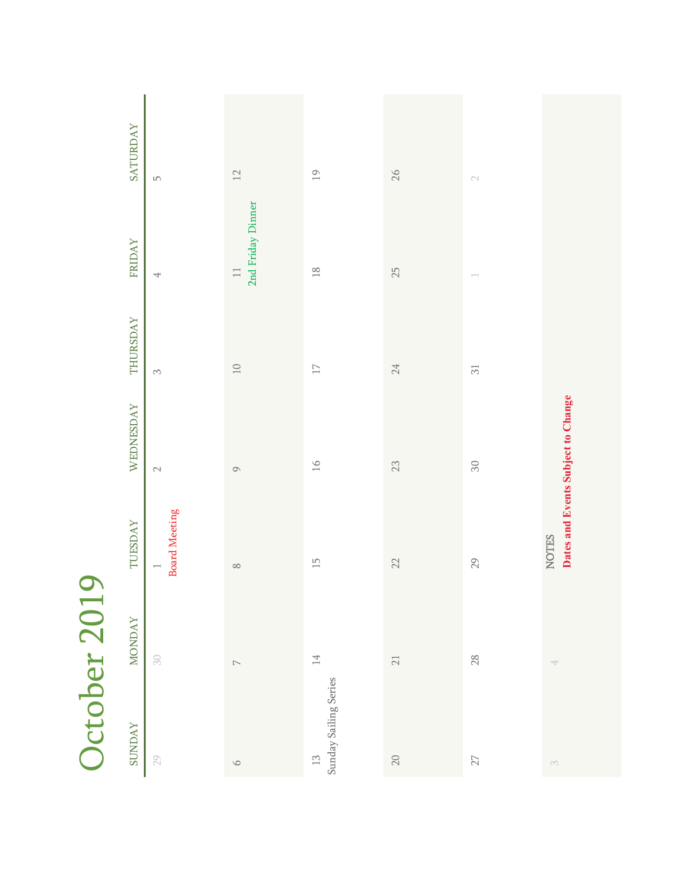# October 2019

| SUNDAY | MONDAY | TUESDAY | WEDNESDAY | THURSDAY | FRIDAY | SATURDAY |
|---|---|---|---|---|---|---|
| 29 | 30 | 1 Board Meeting | 2 | 3 | 4 | 5 |
| 6 | 7 | 8 | 9 | 10 | 11 2nd Friday Dinner | 12 |
| 13 Sunday Sailing Series | 14 | 15 | 16 | 17 | 18 | 19 |
| 20 | 21 | 22 | 23 | 24 | 25 | 26 |
| 27 | 28 | 29 | 30 | 31 | 1 | 2 |
| 3 | 4 | NOTES **Dates and Events Subject to Change** | | | | |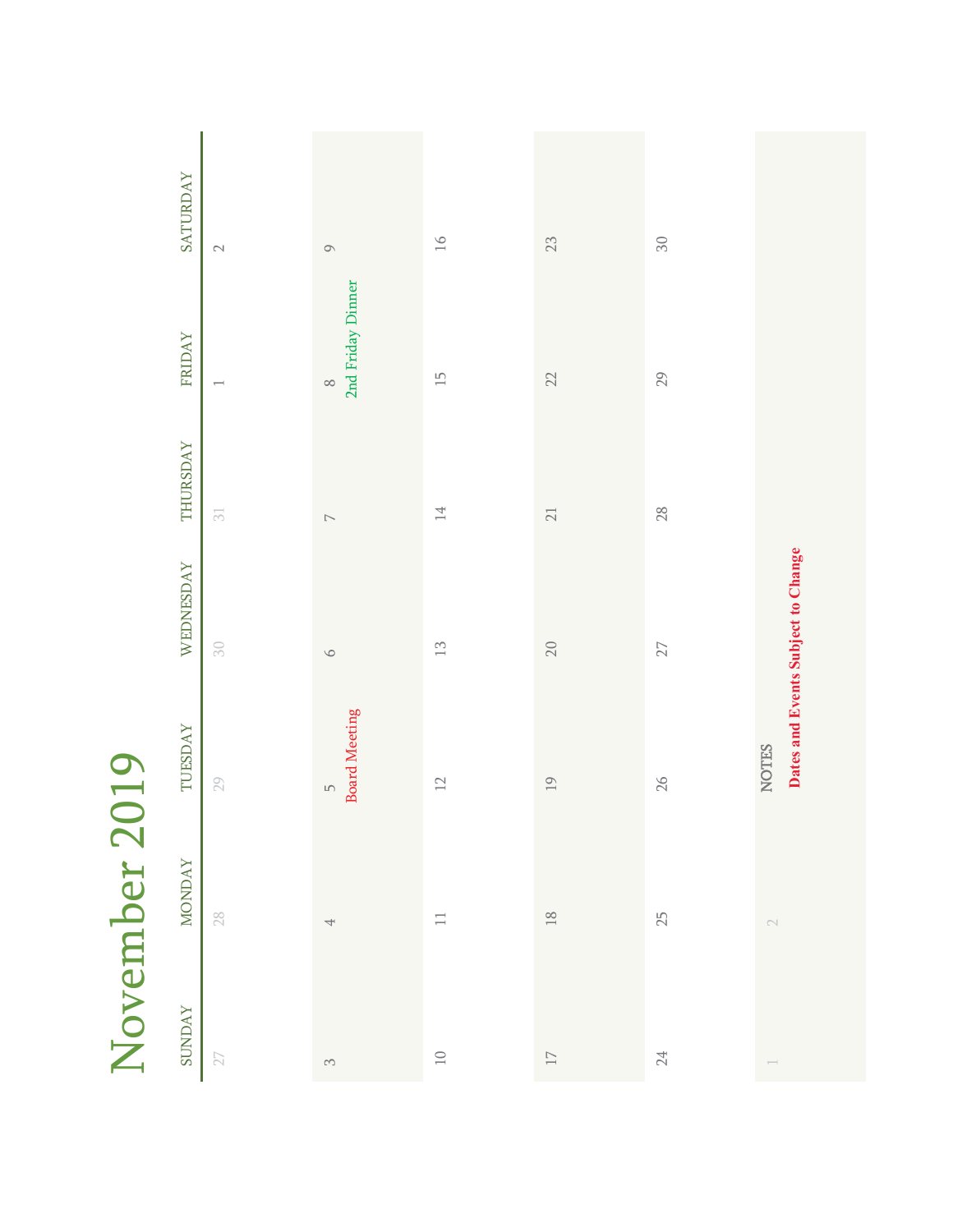# November 2019

| SUNDAY | MONDAY | TUESDAY | WEDNESDAY | THURSDAY | FRIDAY | SATURDAY |
|---|---|---|---|---|---|---|
| 27 | 28 | 29 | 30 | 31 | 1 | 2 |
| 3 | 4 | 5 Board Meeting | 6 | 7 | 8 2nd Friday Dinner | 9 |
| 10 | 11 | 12 | 13 | 14 | 15 | 16 |
| 17 | 18 | 19 | 20 | 21 | 22 | 23 |
| 24 | 25 | 26 | 27 | 28 | 29 | 30 |
| 1 | 2 | NOTES **Dates and Events Subject to Change** | | | | |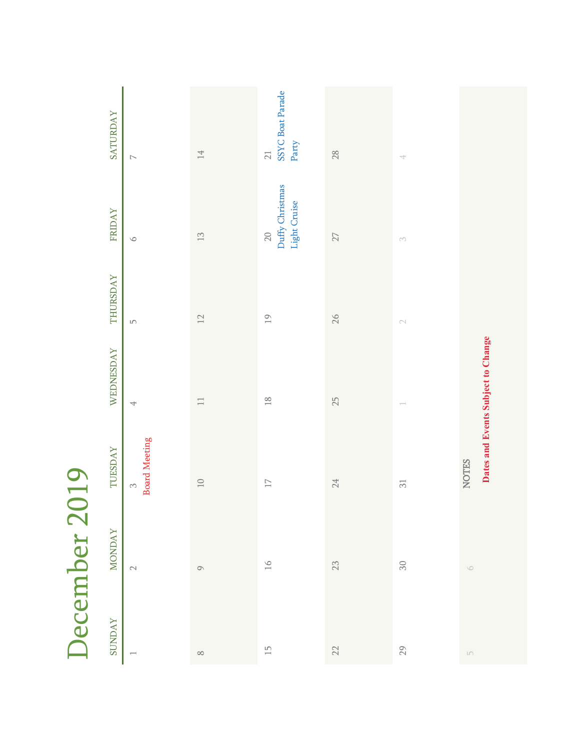# December 2019

| SUNDAY | MONDAY | TUESDAY | WEDNESDAY | THURSDAY | FRIDAY | SATURDAY |
|---|---|---|---|---|---|---|
| 1 | 2 | 3 Board Meeting | 4 | 5 | 6 | 7 |
| 8 | 9 | 10 | 11 | 12 | 13 | 14 |
| 15 | 16 | 17 | 18 | 19 | 20 Duffy Christmas Light Cruise | 21 SSYC Boat Parade Party |
| 22 | 23 | 24 | 25 | 26 | 27 | 28 |
| 29 | 30 | 31 | 1 | 2 | 3 | 4 |
| 5 | 6 | | | | | |

NOTES

**Dates and Events Subject to Change**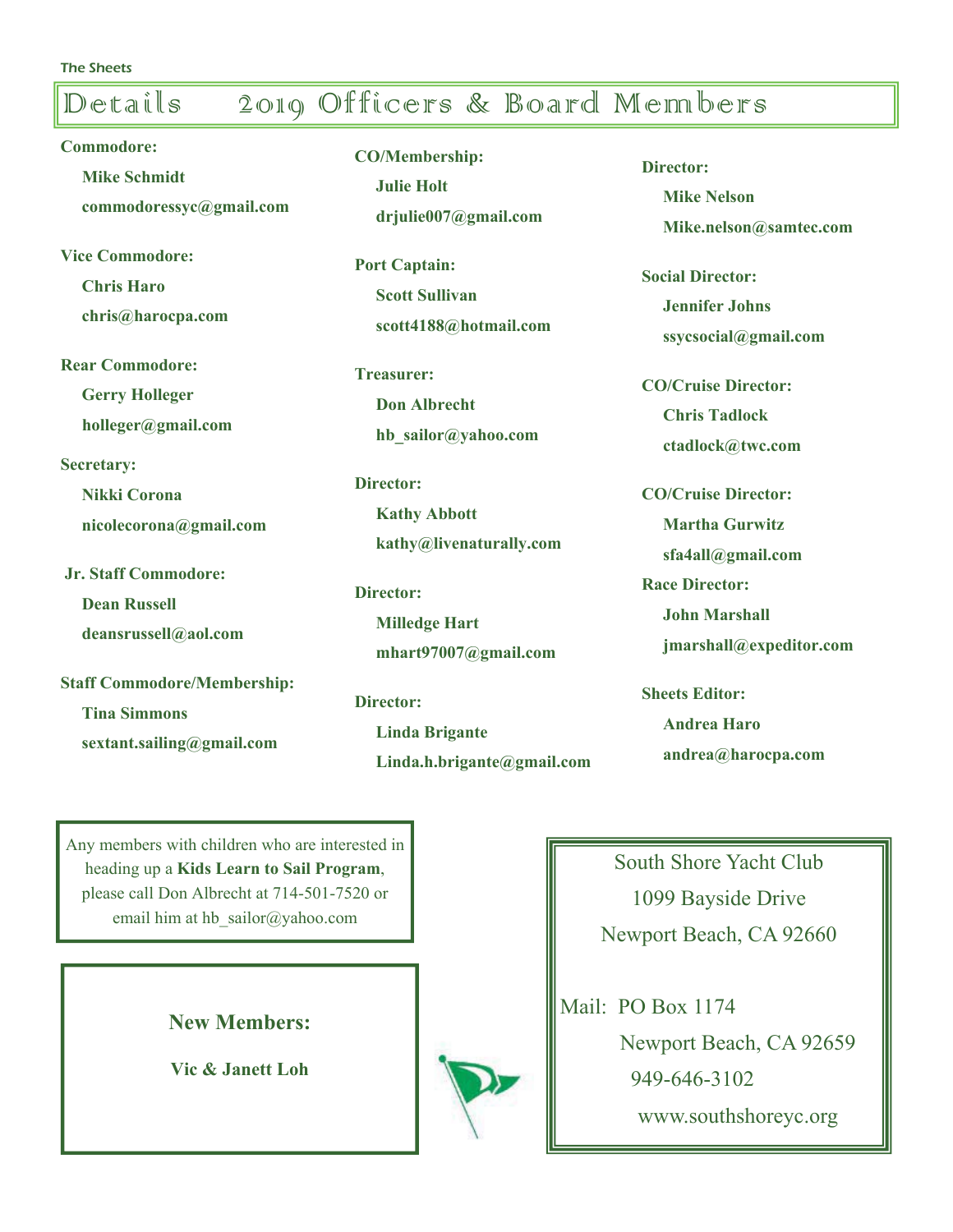# Details 2019 Officers & Board Members

**Commodore:**
**Mike Schmidt**
**commodoressyc@gmail.com**

**Vice Commodore:**
**Chris Haro**
**chris@harocpa.com**

**Rear Commodore:**
**Gerry Holleger**
**holleger@gmail.com**

**Secretary:**
**Nikki Corona**
**nicolecorona@gmail.com**

**Jr. Staff Commodore:**
**Dean Russell**
**deansrussell@aol.com**

**Staff Commodore/Membership:**
**Tina Simmons**
**sextant.sailing@gmail.com**

**CO/Membership:**
**Julie Holt**
**drjulie007@gmail.com**

**Port Captain:**
**Scott Sullivan**
**scott4188@hotmail.com**

**Treasurer:**
**Don Albrecht**
**hb_sailor@yahoo.com**

**Director:**
**Kathy Abbott**
**kathy@livenaturally.com**

**Director:**
**Milledge Hart**
**mhart97007@gmail.com**

**Director:**
**Linda Brigante**
**Linda.h.brigante@gmail.com**

**Director:**
**Mike Nelson**
**Mike.nelson@samtec.com**

**Social Director:**
**Jennifer Johns**
**ssycsocial@gmail.com**

**CO/Cruise Director:**
**Chris Tadlock**
**ctadlock@twc.com**

**CO/Cruise Director:**
**Martha Gurwitz**
**sfa4all@gmail.com**

**Race Director:**
**John Marshall**
**jmarshall@expeditor.com**

**Sheets Editor:**
**Andrea Haro**
**andrea@harocpa.com**

Any members with children who are interested in heading up a **Kids Learn to Sail Program**, please call Don Albrecht at 714-501-7520 or email him at hb_sailor@yahoo.com

**New Members:**

**Vic & Janett Loh**

South Shore Yacht Club
1099 Bayside Drive
Newport Beach, CA 92660

Mail: PO Box 1174
Newport Beach, CA 92659
949-646-3102
www.southshoreyc.org